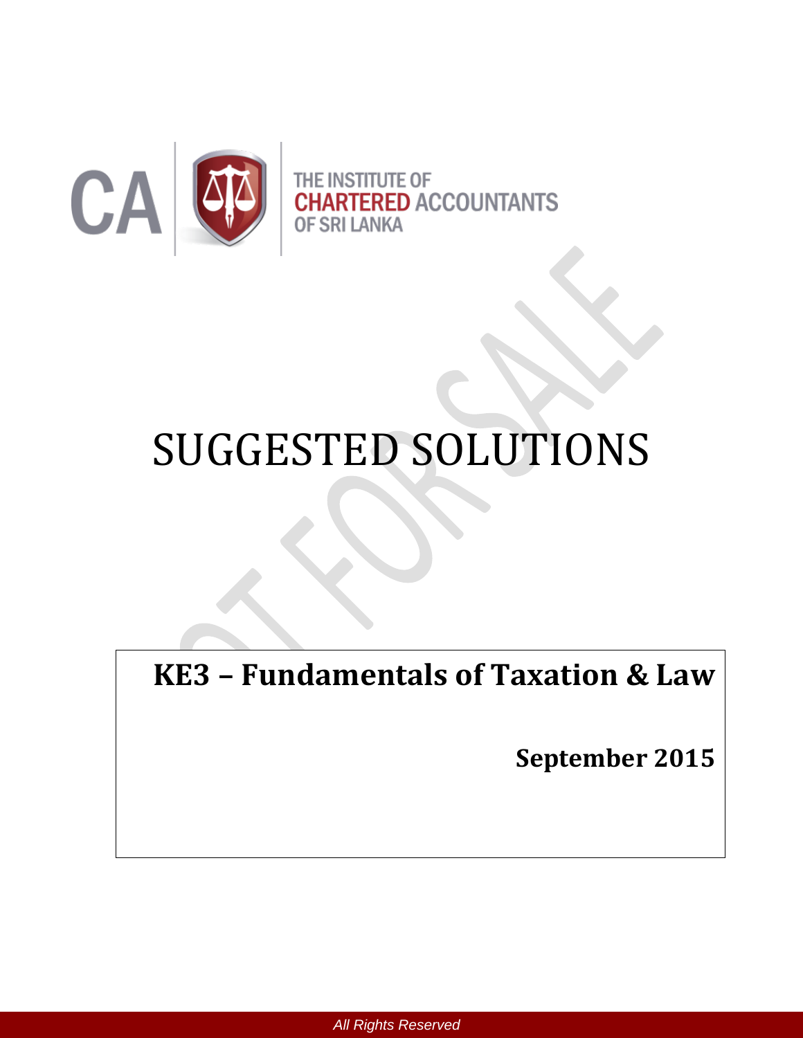THE INSTITUTE OF CHARTERED ACCOUNTANTS OF SRI LANKA

# SUGGESTED SOLUTIONS

## KE3 – Fundamentals of Taxation & Law

**September 2015**

*All Rights Reserved*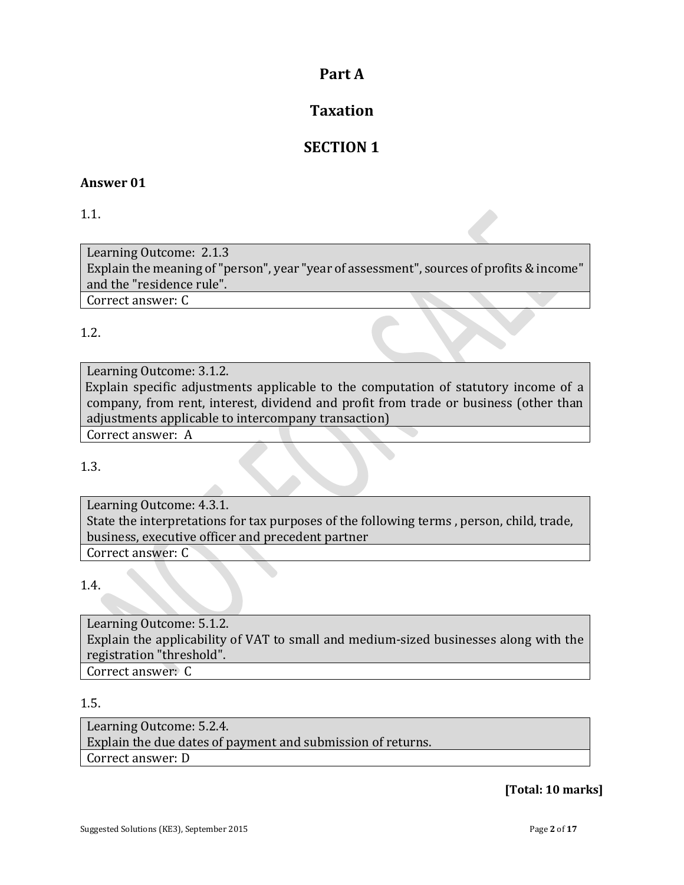# Part A

# Taxation

## SECTION 1

**Answer 01**

1.1.

| Learning Outcome: 2.1.3 Explain the meaning of "person", year "year of assessment", sources of profits & income" and the "residence rule". |
|---|
| Correct answer: C |

1.2.

| Learning Outcome: 3.1.2. Explain specific adjustments applicable to the computation of statutory income of a company, from rent, interest, dividend and profit from trade or business (other than adjustments applicable to intercompany transaction) |
|---|
| Correct answer: A |

1.3.

| Learning Outcome: 4.3.1. State the interpretations for tax purposes of the following terms , person, child, trade, business, executive officer and precedent partner |
|---|
| Correct answer: C |

1.4.

| Learning Outcome: 5.1.2. Explain the applicability of VAT to small and medium-sized businesses along with the registration "threshold". |
|---|
| Correct answer: C |

1.5.

| Learning Outcome: 5.2.4. Explain the due dates of payment and submission of returns. |
|---|
| Correct answer: D |

**[Total: 10 marks]**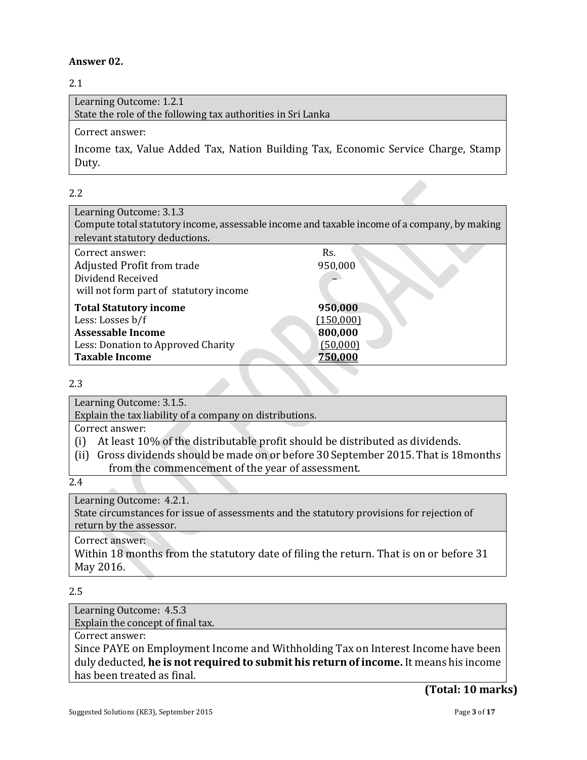**Answer 02.**

2.1

| Learning Outcome: 1.2.1<br>State the role of the following tax authorities in Sri Lanka |
|---|
| Correct answer:<br>Income tax, Value Added Tax, Nation Building Tax, Economic Service Charge, Stamp Duty. |

2.2

Learning Outcome: 3.1.3
Compute total statutory income, assessable income and taxable income of a company, by making relevant statutory deductions.

| Correct answer: | Rs. |
|---|---|
| Adjusted Profit from trade | 950,000 |
| Dividend Received<br>will not form part of statutory income | – |
| **Total Statutory income** | **950,000** |
| Less: Losses b/f | (150,000) |
| **Assessable Income** | **800,000** |
| Less: Donation to Approved Charity | (50,000) |
| **Taxable Income** | **750,000** |

2.3

Learning Outcome: 3.1.5.
Explain the tax liability of a company on distributions.

Correct answer:

(i) At least 10% of the distributable profit should be distributed as dividends.

(ii) Gross dividends should be made on or before 30 September 2015. That is 18months from the commencement of the year of assessment.

2.4

Learning Outcome: 4.2.1.
State circumstances for issue of assessments and the statutory provisions for rejection of return by the assessor.

Correct answer:

Within 18 months from the statutory date of filing the return. That is on or before 31 May 2016.

2.5

Learning Outcome: 4.5.3
Explain the concept of final tax.

Correct answer:

Since PAYE on Employment Income and Withholding Tax on Interest Income have been duly deducted, **he is not required to submit his return of income.** It means his income has been treated as final.

**(Total: 10 marks)**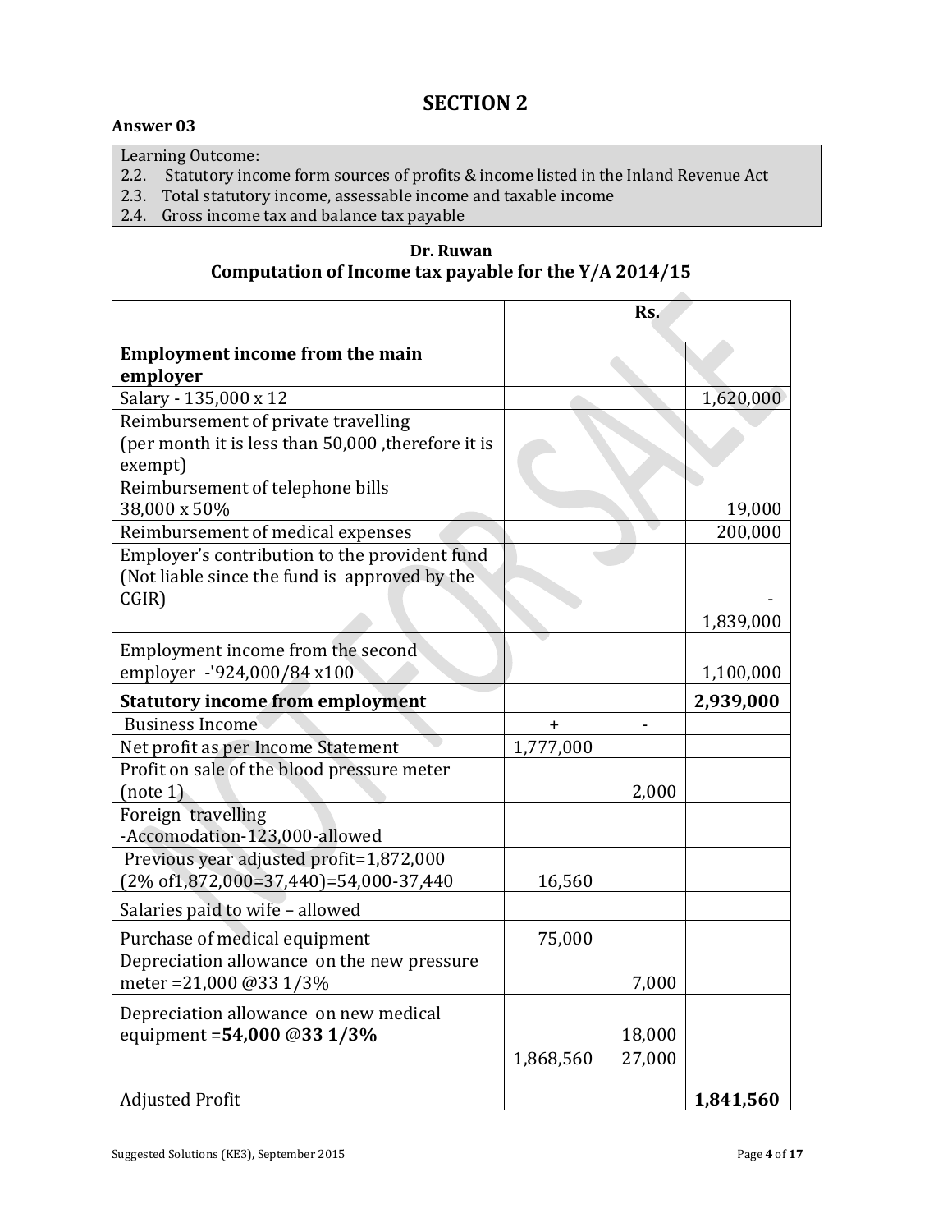## SECTION 2

**Answer 03**

| Learning Outcome: |
| --- |
| 2.2. Statutory income form sources of profits & income listed in the Inland Revenue Act |
| 2.3. Total statutory income, assessable income and taxable income |
| 2.4. Gross income tax and balance tax payable |

**Dr. Ruwan**

**Computation of Income tax payable for the Y/A 2014/15**

| | Rs. | | |
| --- | --- | --- | --- |
| **Employment income from the main employer** | | | |
| Salary - 135,000 x 12 | | | 1,620,000 |
| Reimbursement of private travelling (per month it is less than 50,000 ,therefore it is exempt) | | | |
| Reimbursement of telephone bills 38,000 x 50% | | | 19,000 |
| Reimbursement of medical expenses | | | 200,000 |
| Employer's contribution to the provident fund (Not liable since the fund is approved by the CGIR) | | | - |
| | | | 1,839,000 |
| Employment income from the second employer -'924,000/84 x100 | | | 1,100,000 |
| **Statutory income from employment** | | | **2,939,000** |
| Business Income | + | - | |
| Net profit as per Income Statement | 1,777,000 | | |
| Profit on sale of the blood pressure meter (note 1) | | 2,000 | |
| Foreign travelling -Accomodation-123,000-allowed | | | |
| Previous year adjusted profit=1,872,000 (2% of1,872,000=37,440)=54,000-37,440 | 16,560 | | |
| Salaries paid to wife – allowed | | | |
| Purchase of medical equipment | 75,000 | | |
| Depreciation allowance on the new pressure meter =21,000 @33 1/3% | | 7,000 | |
| Depreciation allowance on new medical equipment =**54,000 @33 1/3%** | | 18,000 | |
| | 1,868,560 | 27,000 | |
| Adjusted Profit | | | **1,841,560** |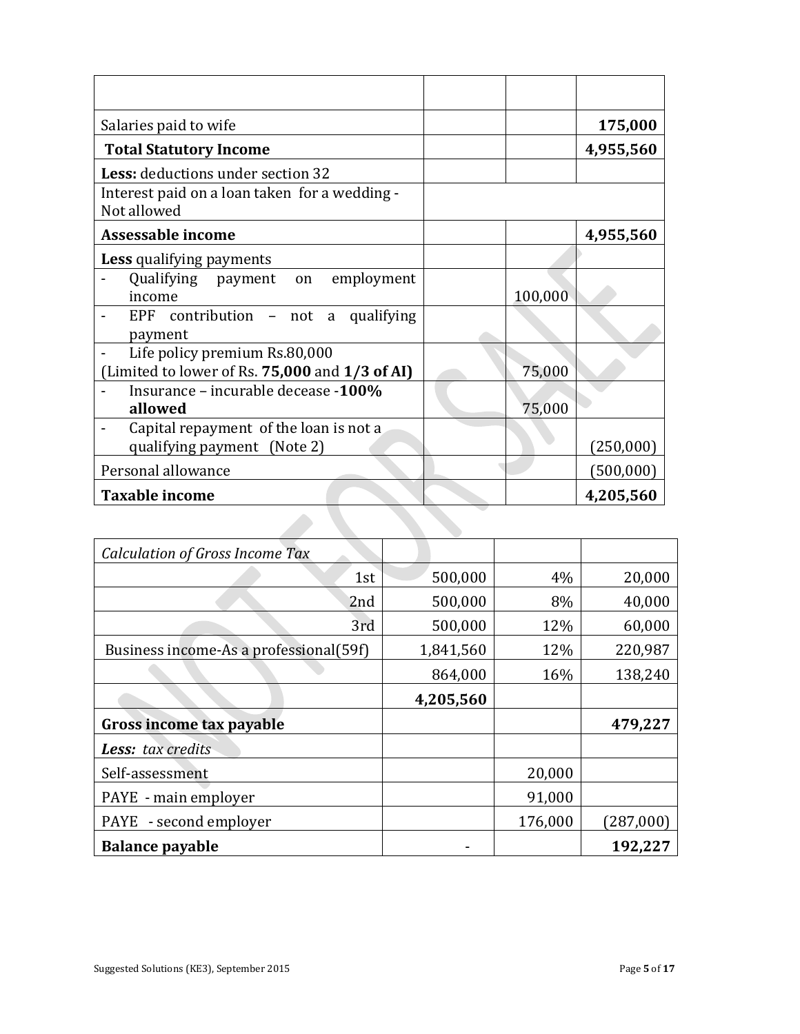| | | | |
|---|---|---|---|
| Salaries paid to wife | | | **175,000** |
| **Total Statutory Income** | | | **4,955,560** |
| **Less:** deductions under section 32 | | | |
| Interest paid on a loan taken for a wedding - Not allowed | | | |
| **Assessable income** | | | **4,955,560** |
| **Less** qualifying payments | | | |
| - Qualifying payment on employment income | | 100,000 | |
| - EPF contribution – not a qualifying payment | | | |
| - Life policy premium Rs.80,000 (Limited to lower of Rs. **75,000** and **1/3 of AI)** | | 75,000 | |
| - Insurance – incurable decease -**100% allowed** | | 75,000 | |
| - Capital repayment of the loan is not a qualifying payment (Note 2) | | | (250,000) |
| Personal allowance | | | (500,000) |
| **Taxable income** | | | **4,205,560** |

| *Calculation of Gross Income Tax* | | | |
|---|---|---|---|
| 1st | 500,000 | 4% | 20,000 |
| 2nd | 500,000 | 8% | 40,000 |
| 3rd | 500,000 | 12% | 60,000 |
| Business income-As a professional(59f) | 1,841,560 | 12% | 220,987 |
| | 864,000 | 16% | 138,240 |
| | **4,205,560** | | |
| **Gross income tax payable** | | | **479,227** |
| ***Less:*** *tax credits* | | | |
| Self-assessment | | 20,000 | |
| PAYE - main employer | | 91,000 | |
| PAYE - second employer | | 176,000 | (287,000) |
| **Balance payable** | - | | **192,227** |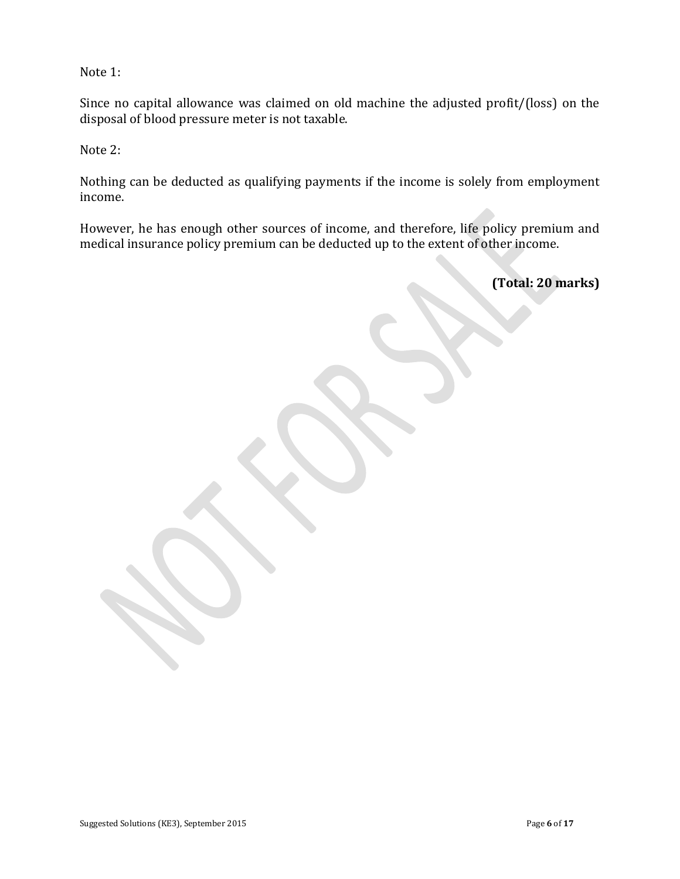Note 1:

Since no capital allowance was claimed on old machine the adjusted profit/(loss) on the disposal of blood pressure meter is not taxable.

Note 2:

Nothing can be deducted as qualifying payments if the income is solely from employment income.

However, he has enough other sources of income, and therefore, life policy premium and medical insurance policy premium can be deducted up to the extent of other income.

**(Total: 20 marks)**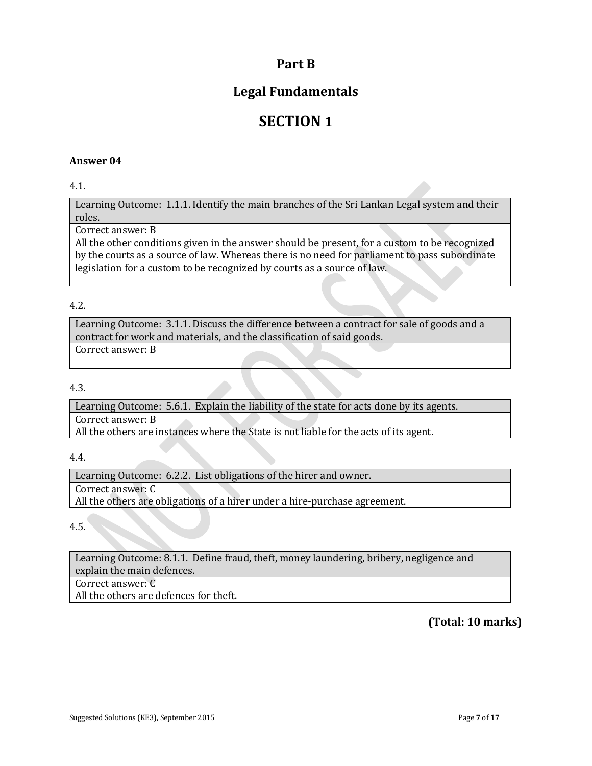# Part B

## Legal Fundamentals

## SECTION 1

**Answer 04**

4.1.

| Learning Outcome: 1.1.1. Identify the main branches of the Sri Lankan Legal system and their roles. |
|---|
| Correct answer: B<br>All the other conditions given in the answer should be present, for a custom to be recognized by the courts as a source of law. Whereas there is no need for parliament to pass subordinate legislation for a custom to be recognized by courts as a source of law. |

4.2.

| Learning Outcome: 3.1.1. Discuss the difference between a contract for sale of goods and a contract for work and materials, and the classification of said goods. |
|---|
| Correct answer: B |

4.3.

| Learning Outcome: 5.6.1. Explain the liability of the state for acts done by its agents. |
|---|
| Correct answer: B<br>All the others are instances where the State is not liable for the acts of its agent. |

4.4.

| Learning Outcome: 6.2.2. List obligations of the hirer and owner. |
|---|
| Correct answer: C<br>All the others are obligations of a hirer under a hire-purchase agreement. |

4.5.

| Learning Outcome: 8.1.1. Define fraud, theft, money laundering, bribery, negligence and explain the main defences. |
|---|
| Correct answer: C<br>All the others are defences for theft. |

**(Total: 10 marks)**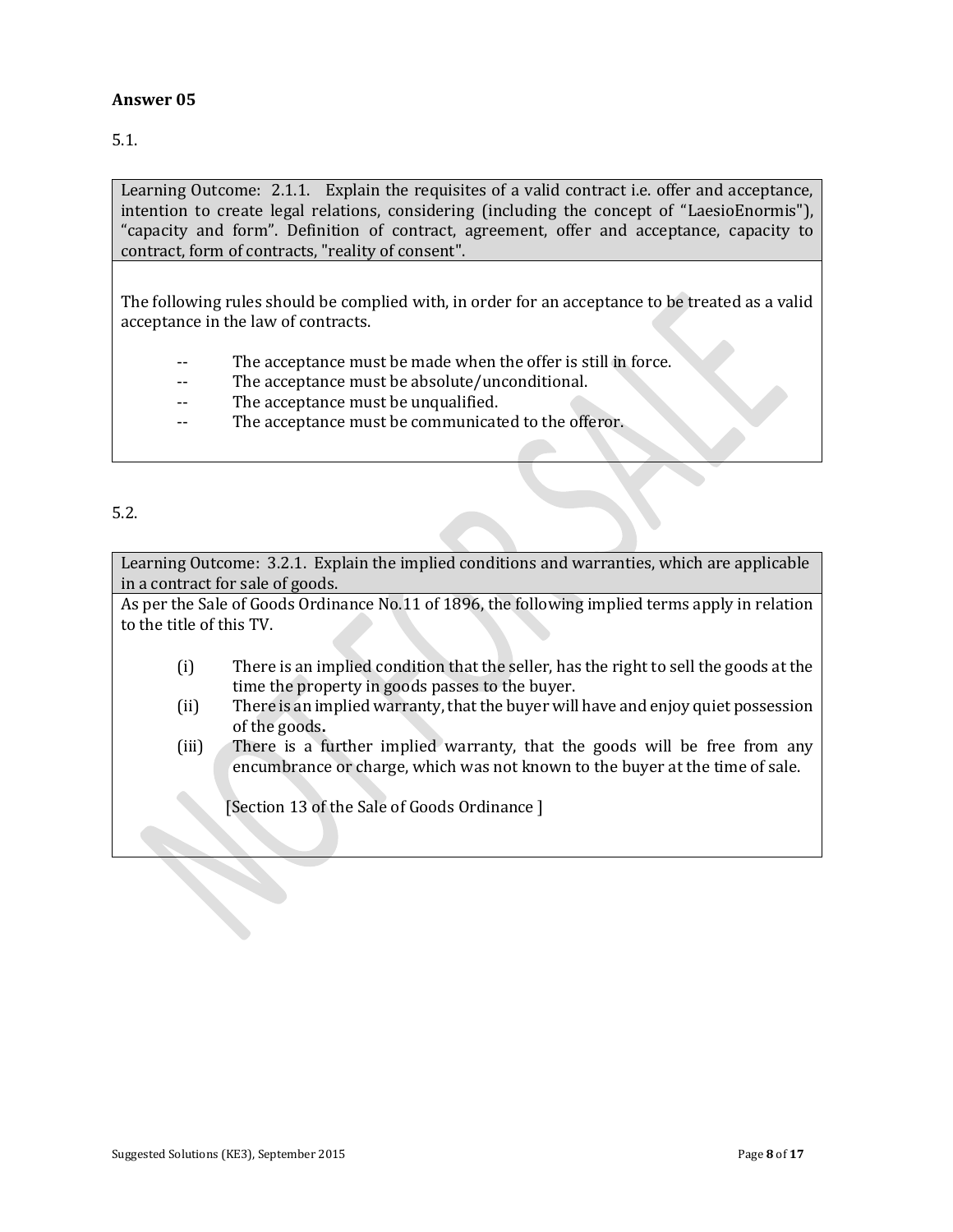**Answer 05**

5.1.

Learning Outcome: 2.1.1. Explain the requisites of a valid contract i.e. offer and acceptance, intention to create legal relations, considering (including the concept of "LaesioEnormis"), "capacity and form". Definition of contract, agreement, offer and acceptance, capacity to contract, form of contracts, "reality of consent".

The following rules should be complied with, in order for an acceptance to be treated as a valid acceptance in the law of contracts.

- The acceptance must be made when the offer is still in force.
- The acceptance must be absolute/unconditional.
- The acceptance must be unqualified.
- The acceptance must be communicated to the offeror.

5.2.

Learning Outcome: 3.2.1. Explain the implied conditions and warranties, which are applicable in a contract for sale of goods.

As per the Sale of Goods Ordinance No.11 of 1896, the following implied terms apply in relation to the title of this TV.

(i) There is an implied condition that the seller, has the right to sell the goods at the time the property in goods passes to the buyer.

(ii) There is an implied warranty, that the buyer will have and enjoy quiet possession of the goods**.**

(iii) There is a further implied warranty, that the goods will be free from any encumbrance or charge, which was not known to the buyer at the time of sale.

[Section 13 of the Sale of Goods Ordinance ]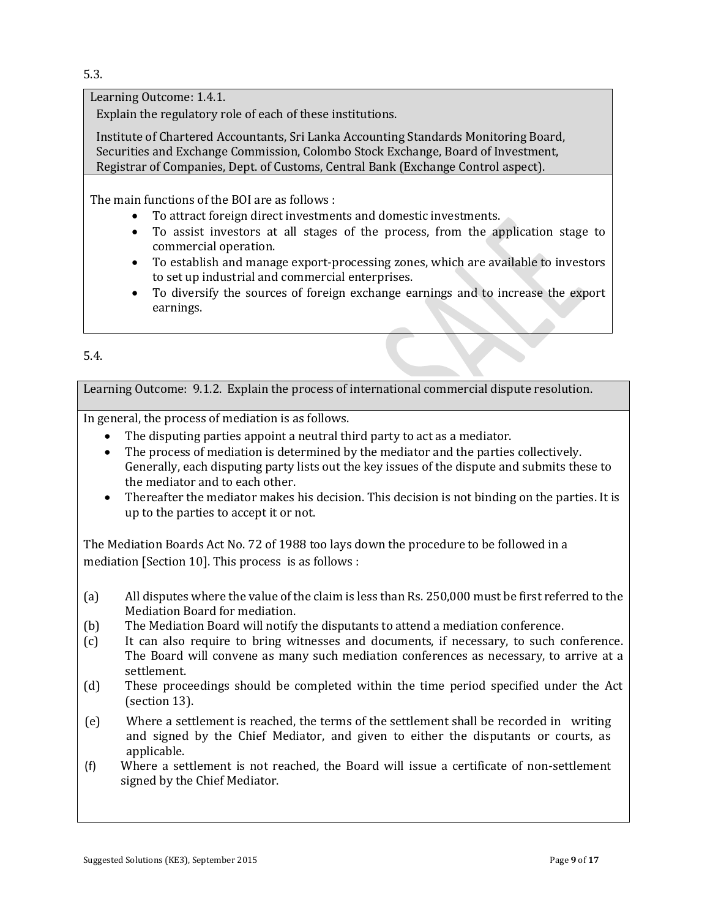5.3.

Learning Outcome: 1.4.1.
Explain the regulatory role of each of these institutions.

Institute of Chartered Accountants, Sri Lanka Accounting Standards Monitoring Board, Securities and Exchange Commission, Colombo Stock Exchange, Board of Investment, Registrar of Companies, Dept. of Customs, Central Bank (Exchange Control aspect).

The main functions of the BOI are as follows :

- To attract foreign direct investments and domestic investments.
- To assist investors at all stages of the process, from the application stage to commercial operation.
- To establish and manage export-processing zones, which are available to investors to set up industrial and commercial enterprises.
- To diversify the sources of foreign exchange earnings and to increase the export earnings.

5.4.

Learning Outcome: 9.1.2. Explain the process of international commercial dispute resolution.

In general, the process of mediation is as follows.

- The disputing parties appoint a neutral third party to act as a mediator.
- The process of mediation is determined by the mediator and the parties collectively. Generally, each disputing party lists out the key issues of the dispute and submits these to the mediator and to each other.
- Thereafter the mediator makes his decision. This decision is not binding on the parties. It is up to the parties to accept it or not.

The Mediation Boards Act No. 72 of 1988 too lays down the procedure to be followed in a mediation [Section 10]. This process is as follows :

(a) All disputes where the value of the claim is less than Rs. 250,000 must be first referred to the Mediation Board for mediation.

(b) The Mediation Board will notify the disputants to attend a mediation conference.

(c) It can also require to bring witnesses and documents, if necessary, to such conference. The Board will convene as many such mediation conferences as necessary, to arrive at a settlement.

(d) These proceedings should be completed within the time period specified under the Act (section 13).

(e) Where a settlement is reached, the terms of the settlement shall be recorded in writing and signed by the Chief Mediator, and given to either the disputants or courts, as applicable.

(f) Where a settlement is not reached, the Board will issue a certificate of non-settlement signed by the Chief Mediator.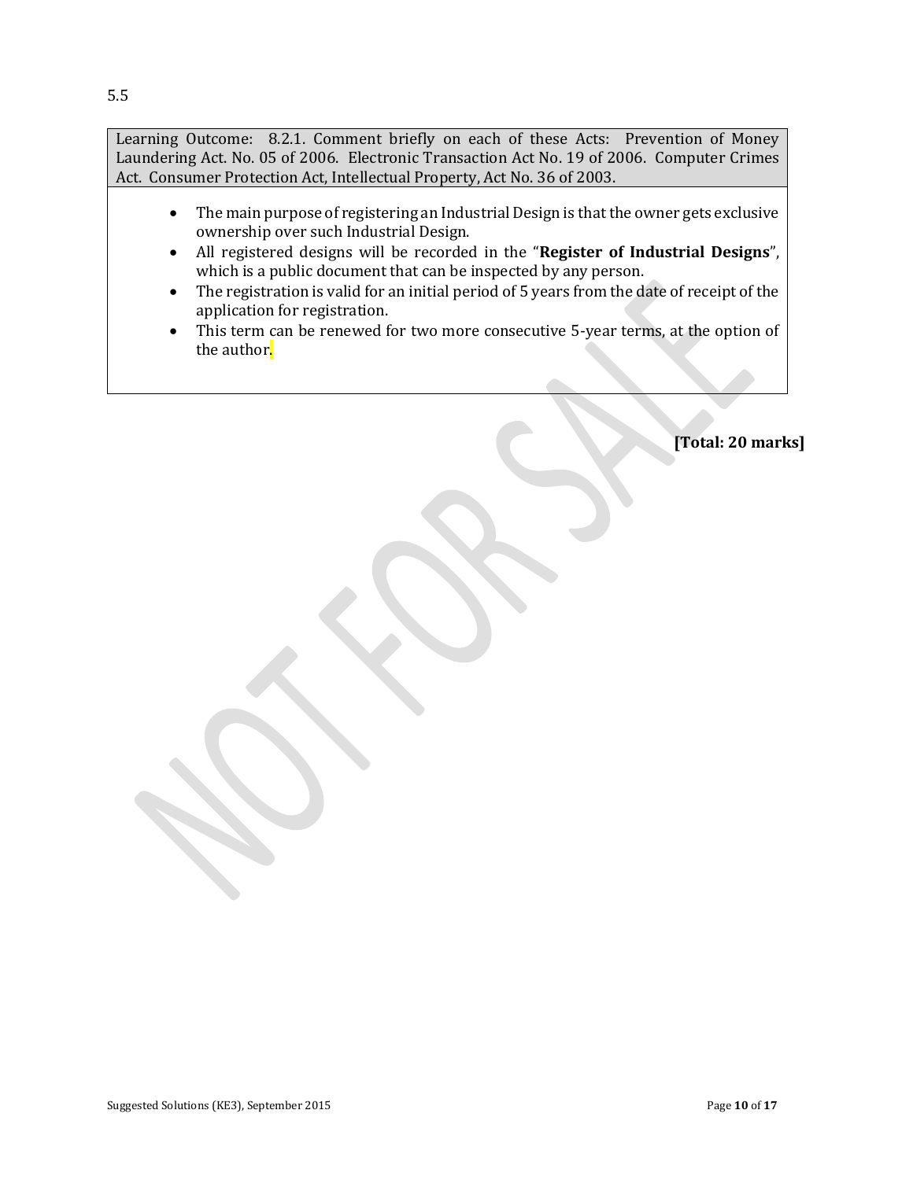5.5

Learning Outcome: 8.2.1. Comment briefly on each of these Acts: Prevention of Money Laundering Act. No. 05 of 2006. Electronic Transaction Act No. 19 of 2006. Computer Crimes Act. Consumer Protection Act, Intellectual Property, Act No. 36 of 2003.

- The main purpose of registering an Industrial Design is that the owner gets exclusive ownership over such Industrial Design.
- All registered designs will be recorded in the "**Register of Industrial Designs**", which is a public document that can be inspected by any person.
- The registration is valid for an initial period of 5 years from the date of receipt of the application for registration.
- This term can be renewed for two more consecutive 5-year terms, at the option of the author.

**[Total: 20 marks]**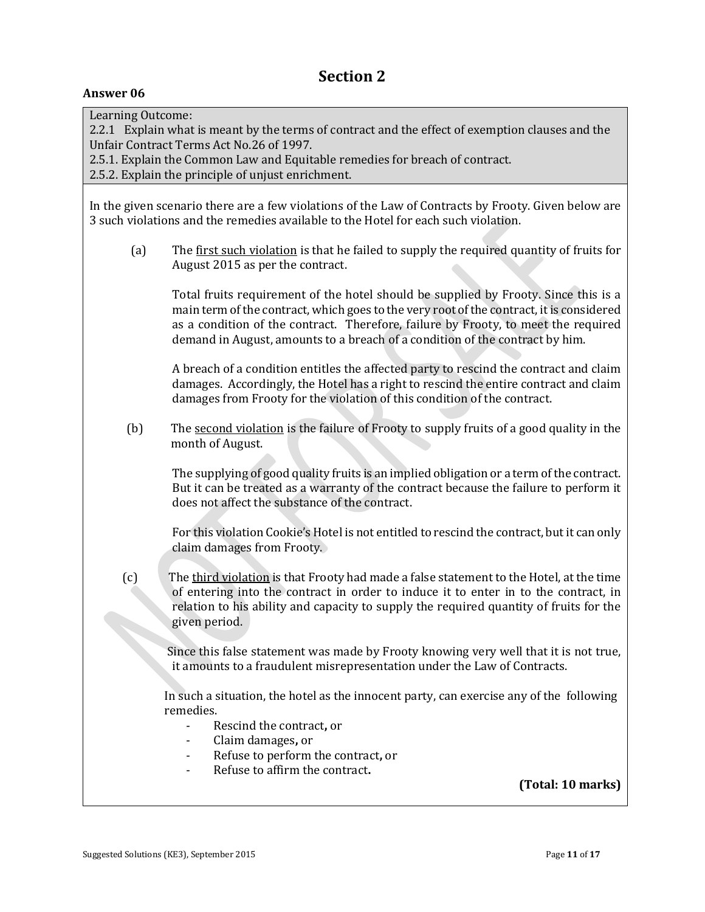# Section 2

**Answer 06**

Learning Outcome:
2.2.1 Explain what is meant by the terms of contract and the effect of exemption clauses and the Unfair Contract Terms Act No.26 of 1997.
2.5.1. Explain the Common Law and Equitable remedies for breach of contract.
2.5.2. Explain the principle of unjust enrichment.

In the given scenario there are a few violations of the Law of Contracts by Frooty. Given below are 3 such violations and the remedies available to the Hotel for each such violation.

(a) The first such violation is that he failed to supply the required quantity of fruits for August 2015 as per the contract.

Total fruits requirement of the hotel should be supplied by Frooty. Since this is a main term of the contract, which goes to the very root of the contract, it is considered as a condition of the contract. Therefore, failure by Frooty, to meet the required demand in August, amounts to a breach of a condition of the contract by him.

A breach of a condition entitles the affected party to rescind the contract and claim damages. Accordingly, the Hotel has a right to rescind the entire contract and claim damages from Frooty for the violation of this condition of the contract.

(b) The second violation is the failure of Frooty to supply fruits of a good quality in the month of August.

The supplying of good quality fruits is an implied obligation or a term of the contract. But it can be treated as a warranty of the contract because the failure to perform it does not affect the substance of the contract.

For this violation Cookie's Hotel is not entitled to rescind the contract, but it can only claim damages from Frooty.

(c) The third violation is that Frooty had made a false statement to the Hotel, at the time of entering into the contract in order to induce it to enter in to the contract, in relation to his ability and capacity to supply the required quantity of fruits for the given period.

Since this false statement was made by Frooty knowing very well that it is not true, it amounts to a fraudulent misrepresentation under the Law of Contracts.

In such a situation, the hotel as the innocent party, can exercise any of the following remedies.

- Rescind the contract**,** or
- Claim damages**,** or
- Refuse to perform the contract**,** or
- Refuse to affirm the contract**.**

**(Total: 10 marks)**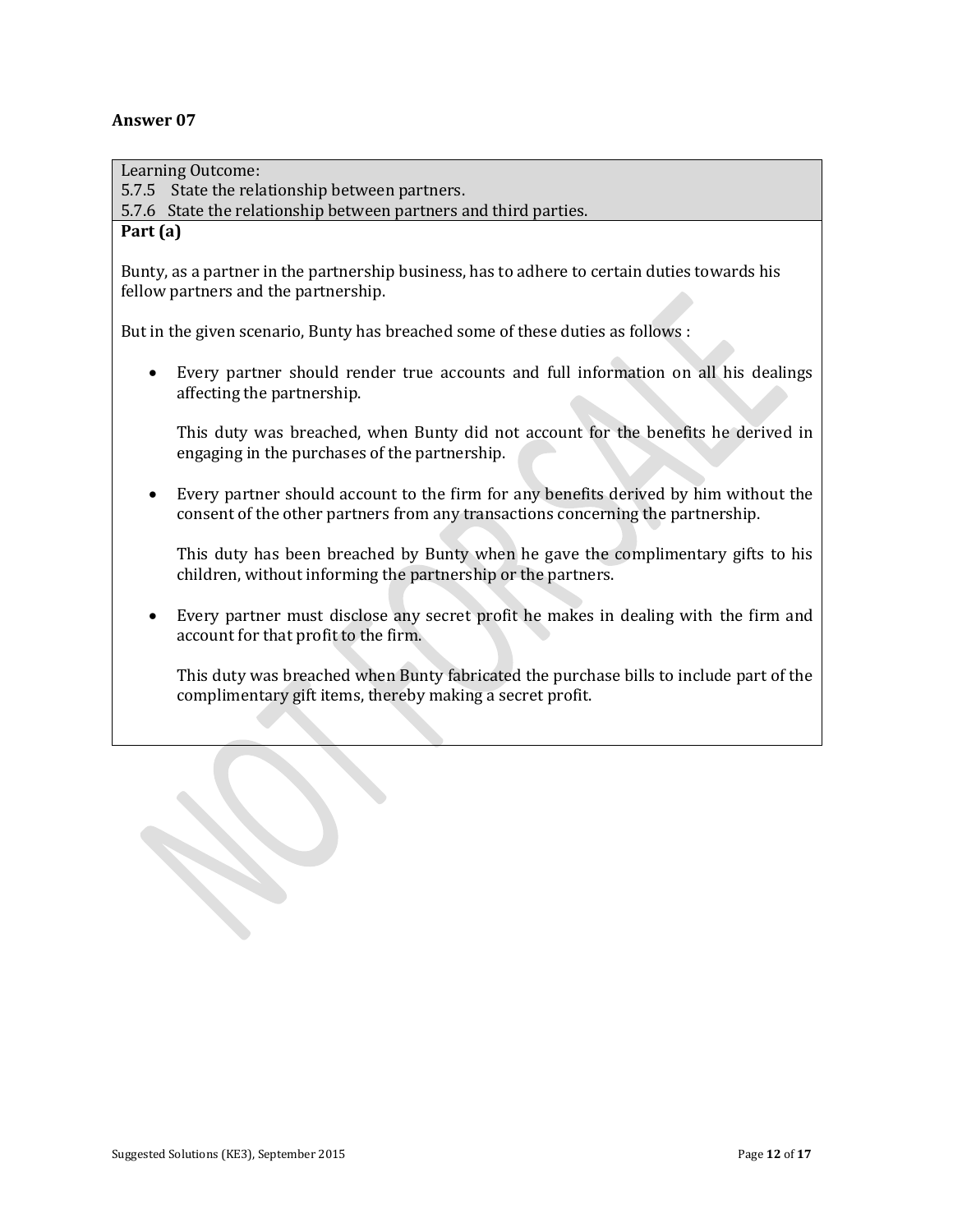## Answer 07

Learning Outcome:
5.7.5 State the relationship between partners.
5.7.6 State the relationship between partners and third parties.

**Part (a)**

Bunty, as a partner in the partnership business, has to adhere to certain duties towards his fellow partners and the partnership.

But in the given scenario, Bunty has breached some of these duties as follows :

- Every partner should render true accounts and full information on all his dealings affecting the partnership.

  This duty was breached, when Bunty did not account for the benefits he derived in engaging in the purchases of the partnership.

- Every partner should account to the firm for any benefits derived by him without the consent of the other partners from any transactions concerning the partnership.

  This duty has been breached by Bunty when he gave the complimentary gifts to his children, without informing the partnership or the partners.

- Every partner must disclose any secret profit he makes in dealing with the firm and account for that profit to the firm.

  This duty was breached when Bunty fabricated the purchase bills to include part of the complimentary gift items, thereby making a secret profit.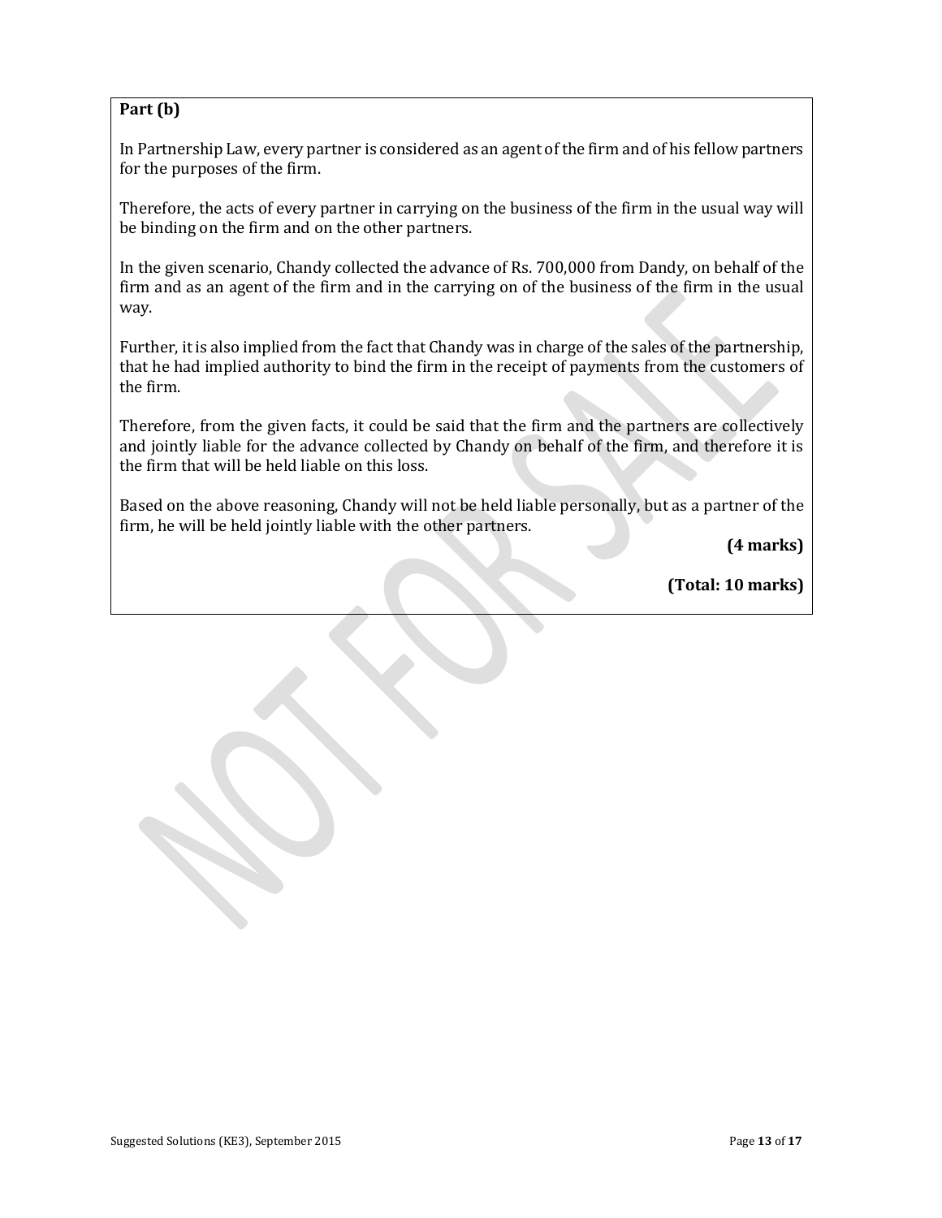**Part (b)**

In Partnership Law, every partner is considered as an agent of the firm and of his fellow partners for the purposes of the firm.

Therefore, the acts of every partner in carrying on the business of the firm in the usual way will be binding on the firm and on the other partners.

In the given scenario, Chandy collected the advance of Rs. 700,000 from Dandy, on behalf of the firm and as an agent of the firm and in the carrying on of the business of the firm in the usual way.

Further, it is also implied from the fact that Chandy was in charge of the sales of the partnership, that he had implied authority to bind the firm in the receipt of payments from the customers of the firm.

Therefore, from the given facts, it could be said that the firm and the partners are collectively and jointly liable for the advance collected by Chandy on behalf of the firm, and therefore it is the firm that will be held liable on this loss.

Based on the above reasoning, Chandy will not be held liable personally, but as a partner of the firm, he will be held jointly liable with the other partners.

**(4 marks)**

**(Total: 10 marks)**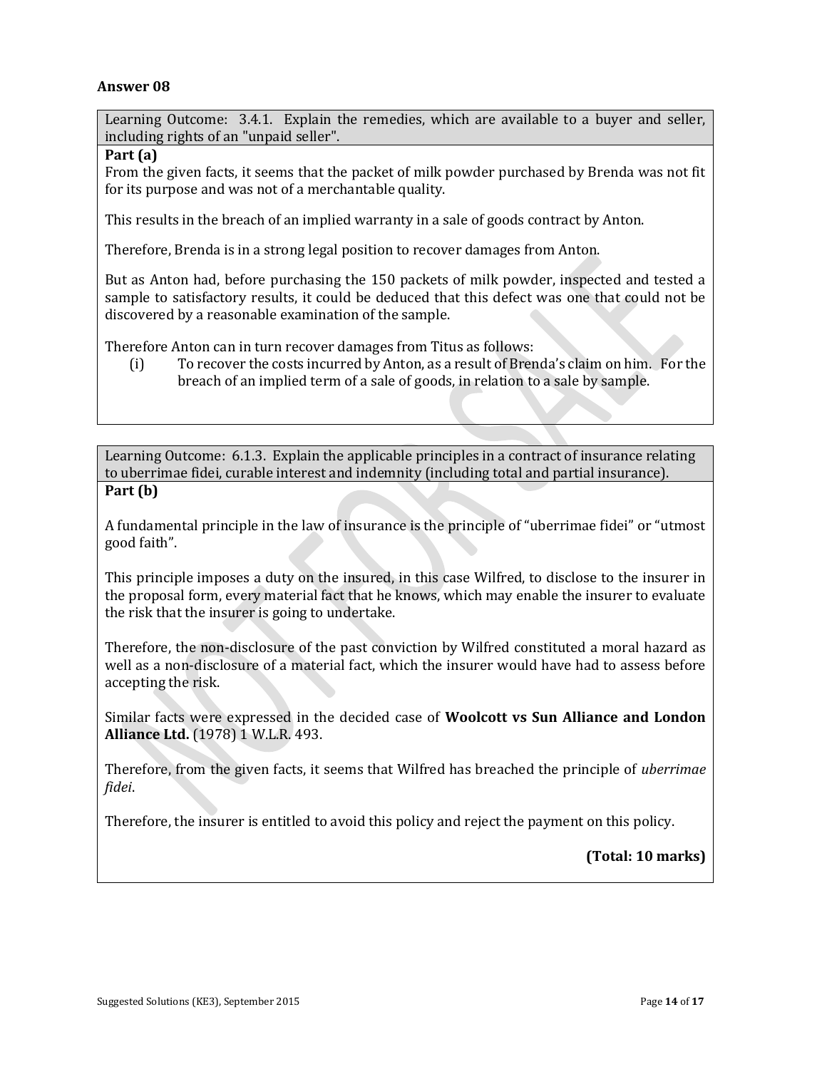## Answer 08

**Learning Outcome: 3.4.1. Explain the remedies, which are available to a buyer and seller, including rights of an "unpaid seller".**

**Part (a)**

From the given facts, it seems that the packet of milk powder purchased by Brenda was not fit for its purpose and was not of a merchantable quality.

This results in the breach of an implied warranty in a sale of goods contract by Anton.

Therefore, Brenda is in a strong legal position to recover damages from Anton.

But as Anton had, before purchasing the 150 packets of milk powder, inspected and tested a sample to satisfactory results, it could be deduced that this defect was one that could not be discovered by a reasonable examination of the sample.

Therefore Anton can in turn recover damages from Titus as follows:

(i) To recover the costs incurred by Anton, as a result of Brenda's claim on him. For the breach of an implied term of a sale of goods, in relation to a sale by sample.

**Learning Outcome: 6.1.3. Explain the applicable principles in a contract of insurance relating to uberrimae fidei, curable interest and indemnity (including total and partial insurance).**

**Part (b)**

A fundamental principle in the law of insurance is the principle of "uberrimae fidei" or "utmost good faith".

This principle imposes a duty on the insured, in this case Wilfred, to disclose to the insurer in the proposal form, every material fact that he knows, which may enable the insurer to evaluate the risk that the insurer is going to undertake.

Therefore, the non-disclosure of the past conviction by Wilfred constituted a moral hazard as well as a non-disclosure of a material fact, which the insurer would have had to assess before accepting the risk.

Similar facts were expressed in the decided case of **Woolcott vs Sun Alliance and London Alliance Ltd.** (1978) 1 W.L.R. 493.

Therefore, from the given facts, it seems that Wilfred has breached the principle of *uberrimae fidei*.

Therefore, the insurer is entitled to avoid this policy and reject the payment on this policy.

**(Total: 10 marks)**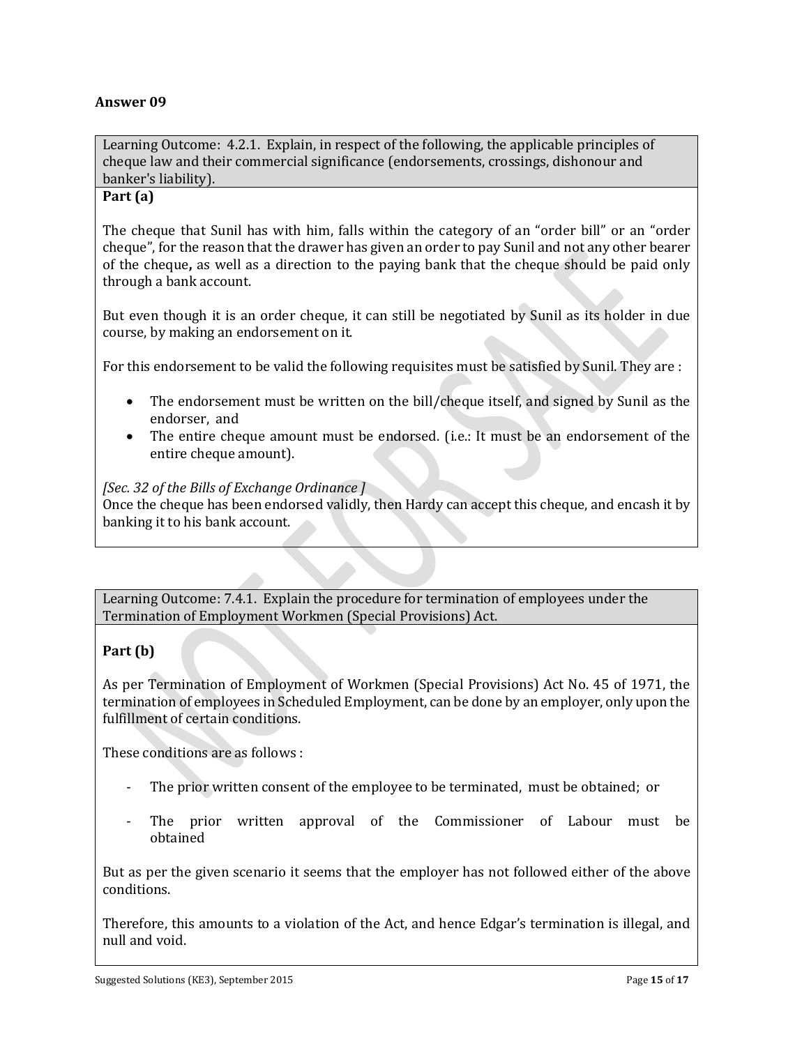## Answer 09

Learning Outcome: 4.2.1. Explain, in respect of the following, the applicable principles of cheque law and their commercial significance (endorsements, crossings, dishonour and banker's liability).

**Part (a)**

The cheque that Sunil has with him, falls within the category of an "order bill" or an "order cheque", for the reason that the drawer has given an order to pay Sunil and not any other bearer of the cheque**,** as well as a direction to the paying bank that the cheque should be paid only through a bank account.

But even though it is an order cheque, it can still be negotiated by Sunil as its holder in due course, by making an endorsement on it.

For this endorsement to be valid the following requisites must be satisfied by Sunil. They are :

- The endorsement must be written on the bill/cheque itself, and signed by Sunil as the endorser, and
- The entire cheque amount must be endorsed. (i.e.: It must be an endorsement of the entire cheque amount).

*[Sec. 32 of the Bills of Exchange Ordinance ]*

Once the cheque has been endorsed validly, then Hardy can accept this cheque, and encash it by banking it to his bank account.

Learning Outcome: 7.4.1. Explain the procedure for termination of employees under the Termination of Employment Workmen (Special Provisions) Act.

**Part (b)**

As per Termination of Employment of Workmen (Special Provisions) Act No. 45 of 1971, the termination of employees in Scheduled Employment, can be done by an employer, only upon the fulfillment of certain conditions.

These conditions are as follows :

- The prior written consent of the employee to be terminated, must be obtained; or
- The prior written approval of the Commissioner of Labour must be obtained

But as per the given scenario it seems that the employer has not followed either of the above conditions.

Therefore, this amounts to a violation of the Act, and hence Edgar's termination is illegal, and null and void.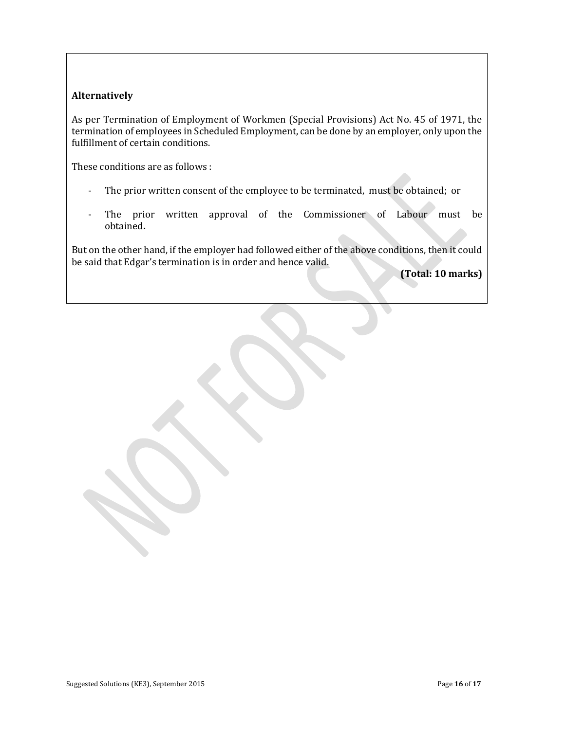**Alternatively**

As per Termination of Employment of Workmen (Special Provisions) Act No. 45 of 1971, the termination of employees in Scheduled Employment, can be done by an employer, only upon the fulfillment of certain conditions.

These conditions are as follows :

- The prior written consent of the employee to be terminated, must be obtained; or
- The prior written approval of the Commissioner of Labour must be obtained.

But on the other hand, if the employer had followed either of the above conditions, then it could be said that Edgar's termination is in order and hence valid.

**(Total: 10 marks)**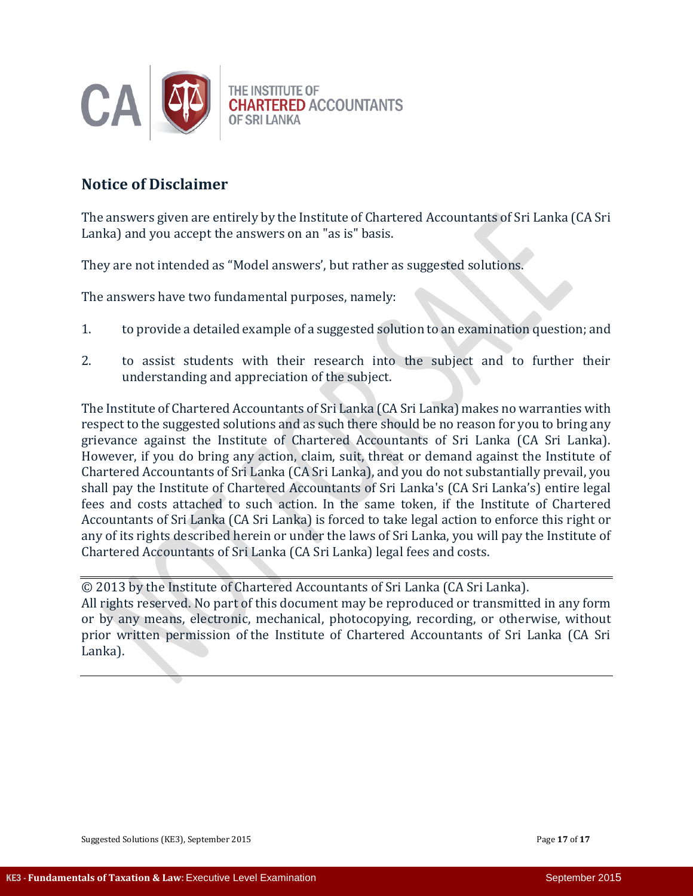## Notice of Disclaimer

The answers given are entirely by the Institute of Chartered Accountants of Sri Lanka (CA Sri Lanka) and you accept the answers on an "as is" basis.

They are not intended as "Model answers', but rather as suggested solutions.

The answers have two fundamental purposes, namely:

1. to provide a detailed example of a suggested solution to an examination question; and

2. to assist students with their research into the subject and to further their understanding and appreciation of the subject.

The Institute of Chartered Accountants of Sri Lanka (CA Sri Lanka) makes no warranties with respect to the suggested solutions and as such there should be no reason for you to bring any grievance against the Institute of Chartered Accountants of Sri Lanka (CA Sri Lanka). However, if you do bring any action, claim, suit, threat or demand against the Institute of Chartered Accountants of Sri Lanka (CA Sri Lanka), and you do not substantially prevail, you shall pay the Institute of Chartered Accountants of Sri Lanka's (CA Sri Lanka's) entire legal fees and costs attached to such action. In the same token, if the Institute of Chartered Accountants of Sri Lanka (CA Sri Lanka) is forced to take legal action to enforce this right or any of its rights described herein or under the laws of Sri Lanka, you will pay the Institute of Chartered Accountants of Sri Lanka (CA Sri Lanka) legal fees and costs.

---

© 2013 by the Institute of Chartered Accountants of Sri Lanka (CA Sri Lanka).
All rights reserved. No part of this document may be reproduced or transmitted in any form or by any means, electronic, mechanical, photocopying, recording, or otherwise, without prior written permission of the Institute of Chartered Accountants of Sri Lanka (CA Sri Lanka).

---